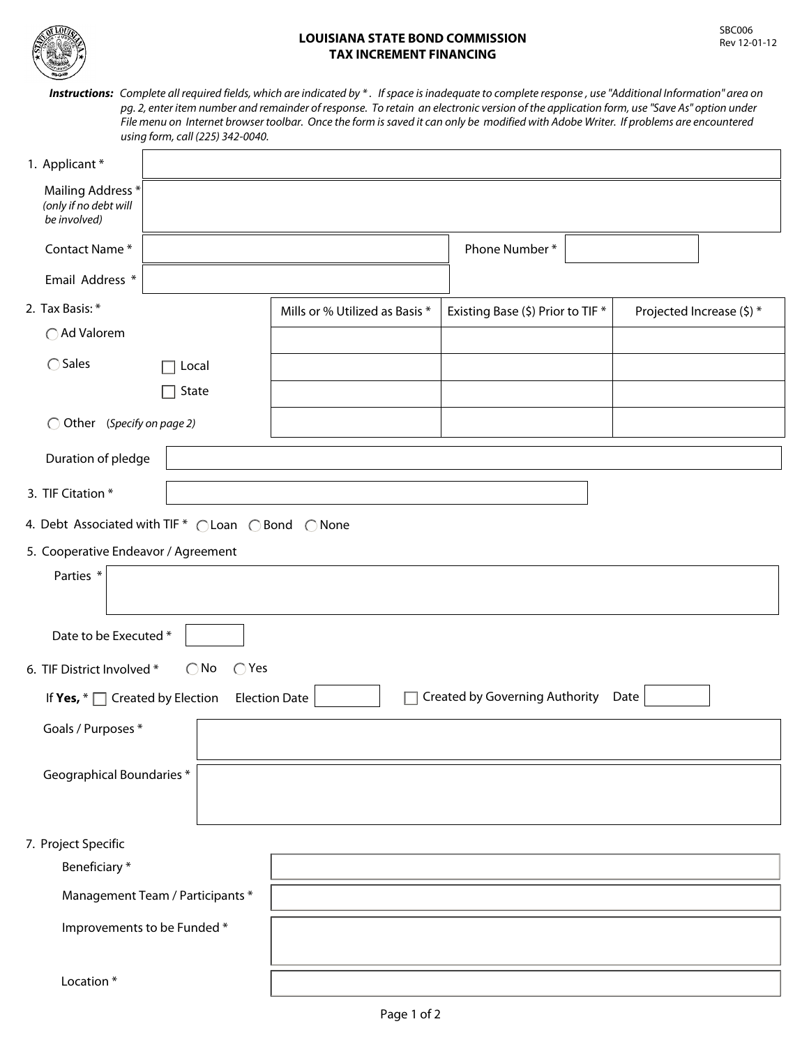SBC006
Rev 12-01-12

# LOUISIANA STATE BOND COMMISSION
## TAX INCREMENT FINANCING

***Instructions:*** *Complete all required fields, which are indicated by \* . If space is inadequate to complete response , use "Additional Information" area on pg. 2, enter item number and remainder of response. To retain an electronic version of the application form, use "Save As" option under File menu on Internet browser toolbar. Once the form is saved it can only be modified with Adobe Writer. If problems are encountered using form, call (225) 342-0040.*

1. Applicant *

   Mailing Address * *(only if no debt will be involved)*

   Contact Name * Phone Number *

   Email Address *

2. Tax Basis: *

| | | Mills or % Utilized as Basis * | Existing Base ($) Prior to TIF * | Projected Increase ($) * |
|---|---|---|---|---|
| ◯ Ad Valorem | | | | |
| ◯ Sales | ☐ Local | | | |
| | ☐ State | | | |
| ◯ Other (Specify on page 2) | | | | |

   Duration of pledge

3. TIF Citation *

4. Debt Associated with TIF * ◯ Loan ◯ Bond ◯ None

5. Cooperative Endeavor / Agreement

   Parties *

   Date to be Executed *

6. TIF District Involved * ◯ No ◯ Yes

   If **Yes,** * ☐ Created by Election Election Date ☐ Created by Governing Authority Date

   Goals / Purposes *

   Geographical Boundaries *

7. Project Specific

   Beneficiary *

   Management Team / Participants *

   Improvements to be Funded *

   Location *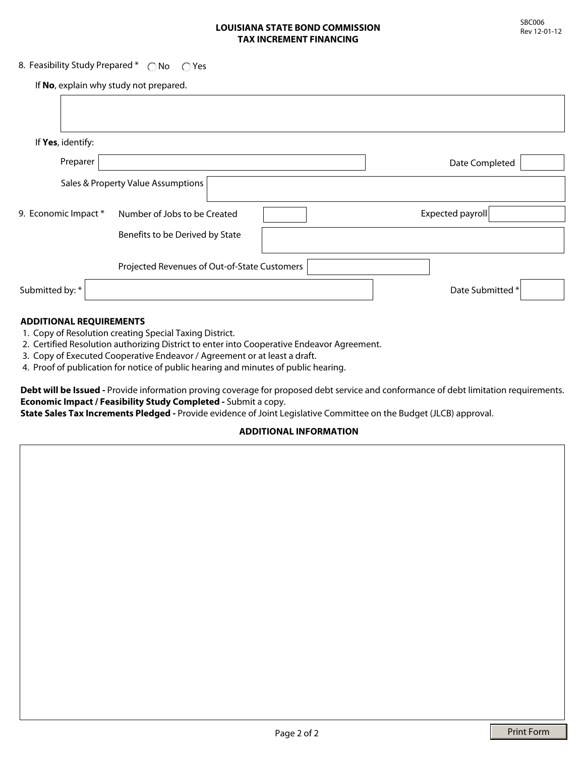# LOUISIANA STATE BOND COMMISSION
## TAX INCREMENT FINANCING

SBC006
Rev 12-01-12

8. Feasibility Study Prepared * ◯ No ◯ Yes

If **No**, explain why study not prepared.

If **Yes**, identify:

Preparer Date Completed

Sales & Property Value Assumptions

9. Economic Impact * Number of Jobs to be Created Expected payroll

Benefits to be Derived by State

Projected Revenues of Out-of-State Customers

Submitted by: * Date Submitted *

### ADDITIONAL REQUIREMENTS

1. Copy of Resolution creating Special Taxing District.
2. Certified Resolution authorizing District to enter into Cooperative Endeavor Agreement.
3. Copy of Executed Cooperative Endeavor / Agreement or at least a draft.
4. Proof of publication for notice of public hearing and minutes of public hearing.

**Debt will be Issued -** Provide information proving coverage for proposed debt service and conformance of debt limitation requirements.
**Economic Impact / Feasibility Study Completed -** Submit a copy.
**State Sales Tax Increments Pledged -** Provide evidence of Joint Legislative Committee on the Budget (JLCB) approval.

### ADDITIONAL INFORMATION

Print Form